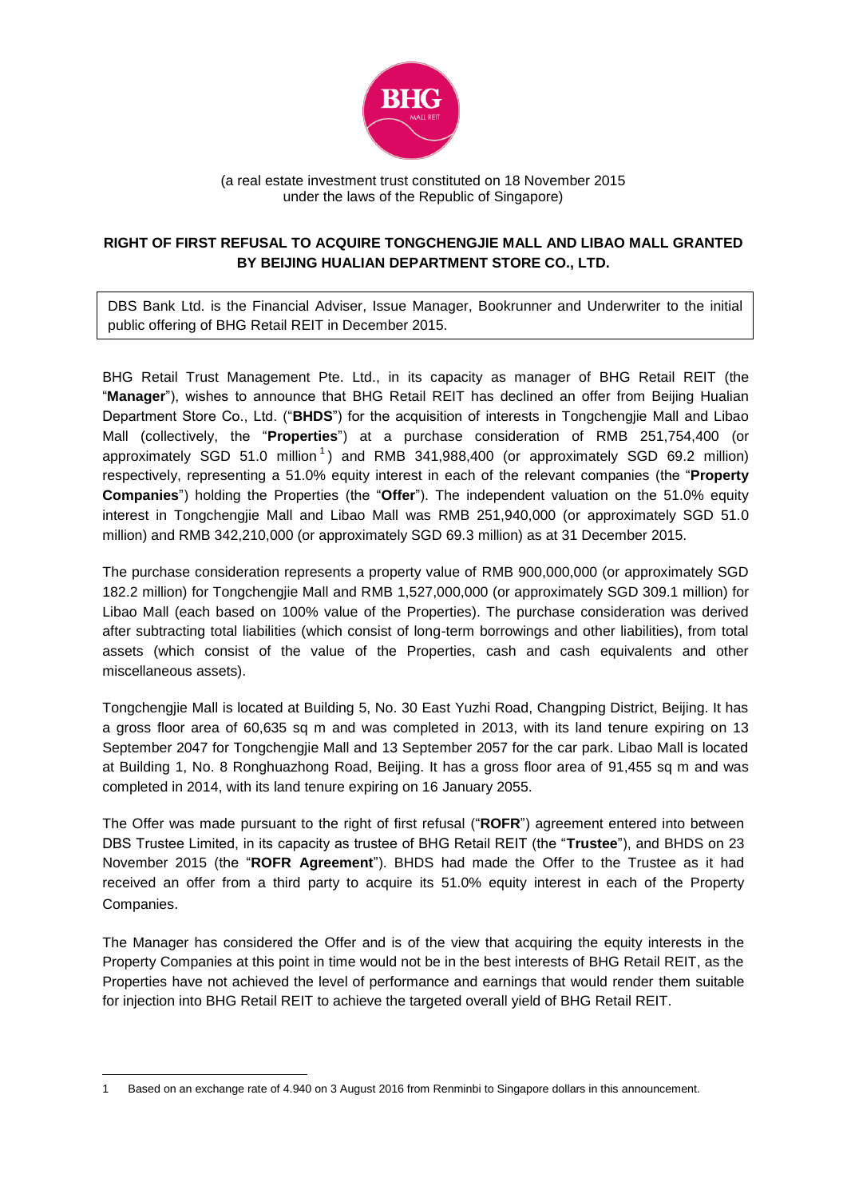(a real estate investment trust constituted on 18 November 2015 under the laws of the Republic of Singapore)

**RIGHT OF FIRST REFUSAL TO ACQUIRE TONGCHENGJIE MALL AND LIBAO MALL GRANTED BY BEIJING HUALIAN DEPARTMENT STORE CO., LTD.**

DBS Bank Ltd. is the Financial Adviser, Issue Manager, Bookrunner and Underwriter to the initial public offering of BHG Retail REIT in December 2015.

BHG Retail Trust Management Pte. Ltd., in its capacity as manager of BHG Retail REIT (the "**Manager**"), wishes to announce that BHG Retail REIT has declined an offer from Beijing Hualian Department Store Co., Ltd. ("**BHDS**") for the acquisition of interests in Tongchengjie Mall and Libao Mall (collectively, the "**Properties**") at a purchase consideration of RMB 251,754,400 (or approximately SGD 51.0 million[1]) and RMB 341,988,400 (or approximately SGD 69.2 million) respectively, representing a 51.0% equity interest in each of the relevant companies (the "**Property Companies**") holding the Properties (the "**Offer**"). The independent valuation on the 51.0% equity interest in Tongchengjie Mall and Libao Mall was RMB 251,940,000 (or approximately SGD 51.0 million) and RMB 342,210,000 (or approximately SGD 69.3 million) as at 31 December 2015.

The purchase consideration represents a property value of RMB 900,000,000 (or approximately SGD 182.2 million) for Tongchengjie Mall and RMB 1,527,000,000 (or approximately SGD 309.1 million) for Libao Mall (each based on 100% value of the Properties). The purchase consideration was derived after subtracting total liabilities (which consist of long-term borrowings and other liabilities), from total assets (which consist of the value of the Properties, cash and cash equivalents and other miscellaneous assets).

Tongchengjie Mall is located at Building 5, No. 30 East Yuzhi Road, Changping District, Beijing. It has a gross floor area of 60,635 sq m and was completed in 2013, with its land tenure expiring on 13 September 2047 for Tongchengjie Mall and 13 September 2057 for the car park. Libao Mall is located at Building 1, No. 8 Ronghuazhong Road, Beijing. It has a gross floor area of 91,455 sq m and was completed in 2014, with its land tenure expiring on 16 January 2055.

The Offer was made pursuant to the right of first refusal ("**ROFR**") agreement entered into between DBS Trustee Limited, in its capacity as trustee of BHG Retail REIT (the "**Trustee**"), and BHDS on 23 November 2015 (the "**ROFR Agreement**"). BHDS had made the Offer to the Trustee as it had received an offer from a third party to acquire its 51.0% equity interest in each of the Property Companies.

The Manager has considered the Offer and is of the view that acquiring the equity interests in the Property Companies at this point in time would not be in the best interests of BHG Retail REIT, as the Properties have not achieved the level of performance and earnings that would render them suitable for injection into BHG Retail REIT to achieve the targeted overall yield of BHG Retail REIT.

---

1 Based on an exchange rate of 4.940 on 3 August 2016 from Renminbi to Singapore dollars in this announcement.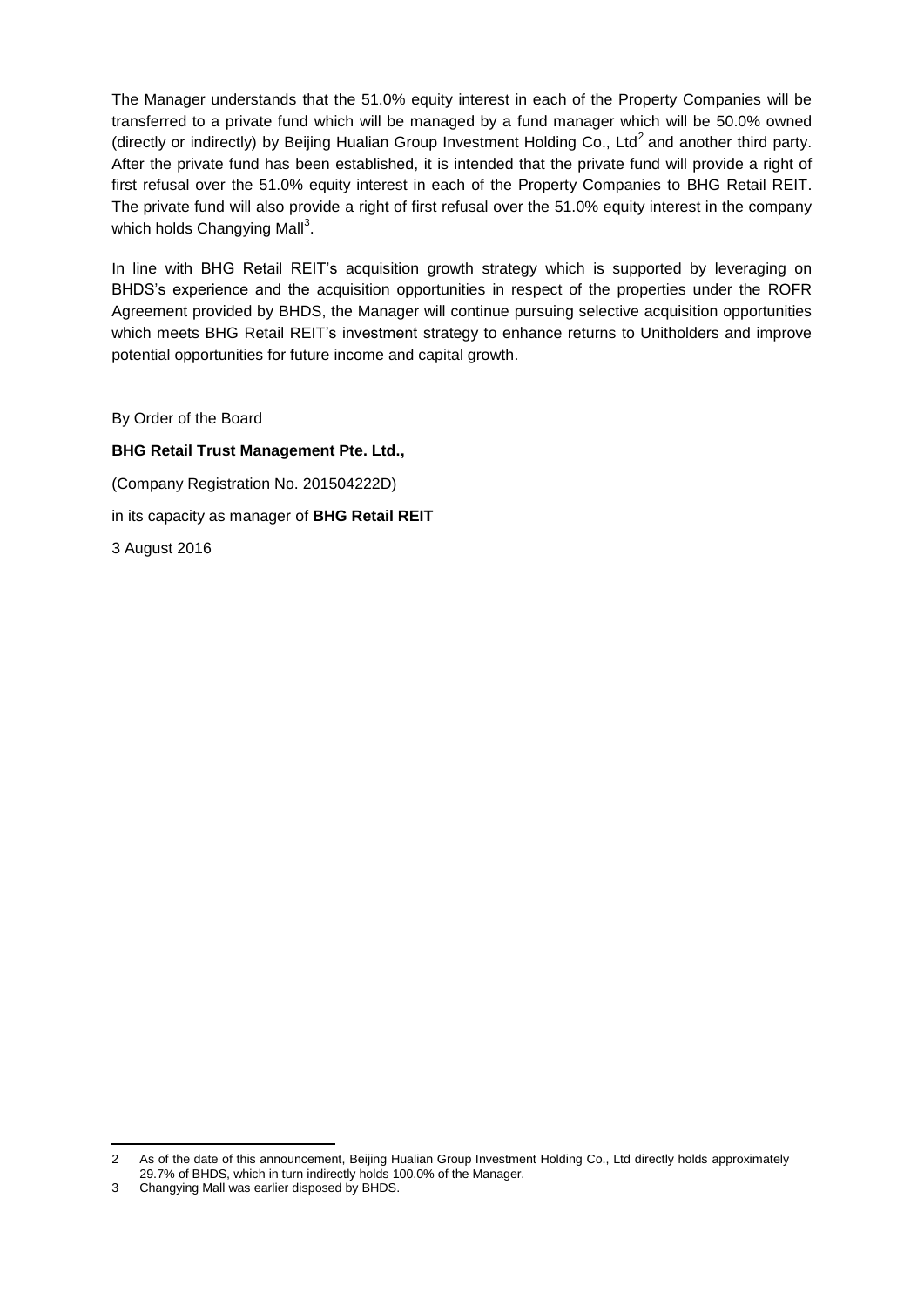The Manager understands that the 51.0% equity interest in each of the Property Companies will be transferred to a private fund which will be managed by a fund manager which will be 50.0% owned (directly or indirectly) by Beijing Hualian Group Investment Holding Co., Ltd[2] and another third party. After the private fund has been established, it is intended that the private fund will provide a right of first refusal over the 51.0% equity interest in each of the Property Companies to BHG Retail REIT. The private fund will also provide a right of first refusal over the 51.0% equity interest in the company which holds Changying Mall[3].

In line with BHG Retail REIT's acquisition growth strategy which is supported by leveraging on BHDS's experience and the acquisition opportunities in respect of the properties under the ROFR Agreement provided by BHDS, the Manager will continue pursuing selective acquisition opportunities which meets BHG Retail REIT's investment strategy to enhance returns to Unitholders and improve potential opportunities for future income and capital growth.

By Order of the Board

**BHG Retail Trust Management Pte. Ltd.,**

(Company Registration No. 201504222D)

in its capacity as manager of **BHG Retail REIT**

3 August 2016

---

2 As of the date of this announcement, Beijing Hualian Group Investment Holding Co., Ltd directly holds approximately 29.7% of BHDS, which in turn indirectly holds 100.0% of the Manager.

3 Changying Mall was earlier disposed by BHDS.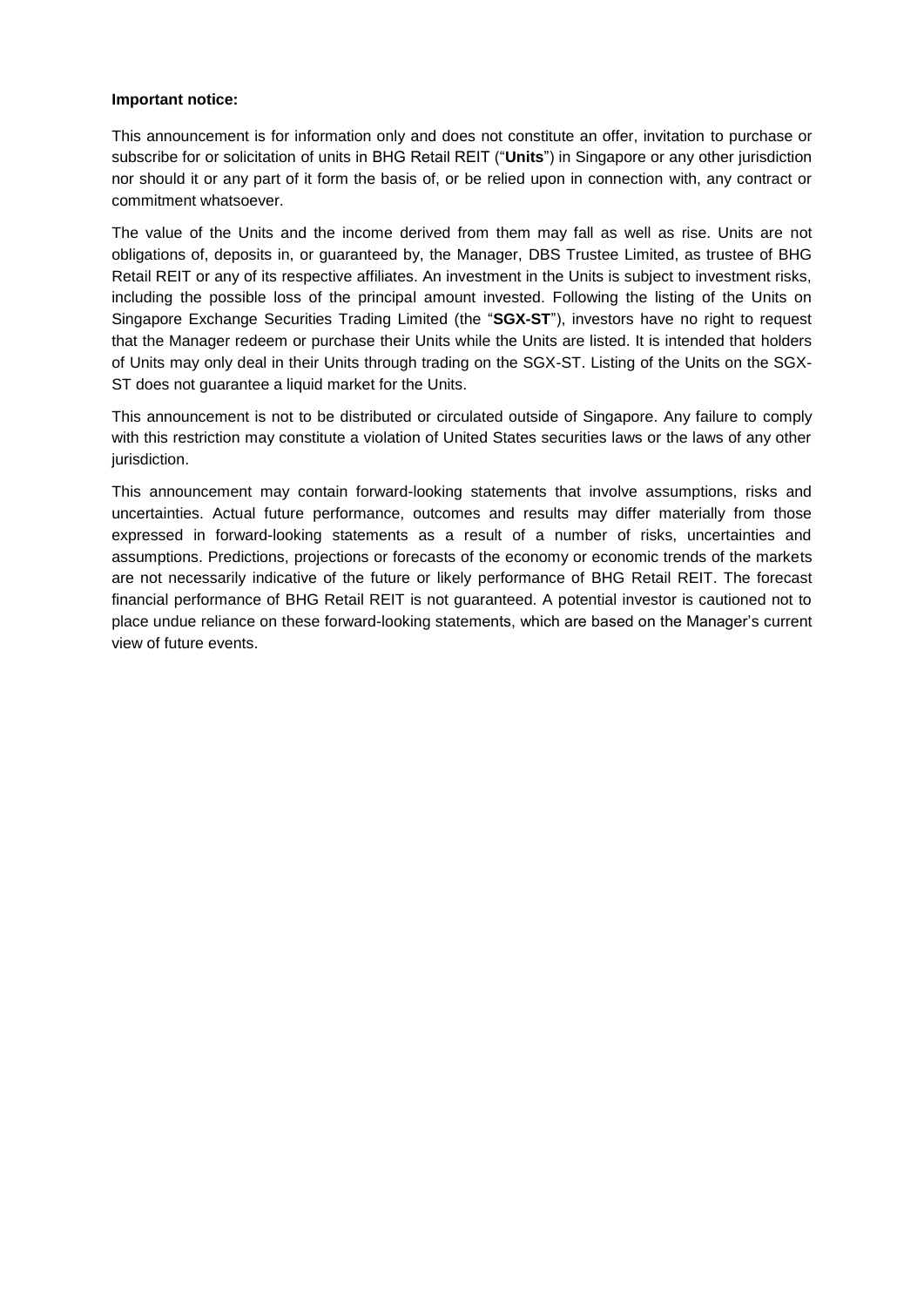**Important notice:**

This announcement is for information only and does not constitute an offer, invitation to purchase or subscribe for or solicitation of units in BHG Retail REIT ("**Units**") in Singapore or any other jurisdiction nor should it or any part of it form the basis of, or be relied upon in connection with, any contract or commitment whatsoever.

The value of the Units and the income derived from them may fall as well as rise. Units are not obligations of, deposits in, or guaranteed by, the Manager, DBS Trustee Limited, as trustee of BHG Retail REIT or any of its respective affiliates. An investment in the Units is subject to investment risks, including the possible loss of the principal amount invested. Following the listing of the Units on Singapore Exchange Securities Trading Limited (the "**SGX-ST**"), investors have no right to request that the Manager redeem or purchase their Units while the Units are listed. It is intended that holders of Units may only deal in their Units through trading on the SGX-ST. Listing of the Units on the SGX-ST does not guarantee a liquid market for the Units.

This announcement is not to be distributed or circulated outside of Singapore. Any failure to comply with this restriction may constitute a violation of United States securities laws or the laws of any other jurisdiction.

This announcement may contain forward-looking statements that involve assumptions, risks and uncertainties. Actual future performance, outcomes and results may differ materially from those expressed in forward-looking statements as a result of a number of risks, uncertainties and assumptions. Predictions, projections or forecasts of the economy or economic trends of the markets are not necessarily indicative of the future or likely performance of BHG Retail REIT. The forecast financial performance of BHG Retail REIT is not guaranteed. A potential investor is cautioned not to place undue reliance on these forward-looking statements, which are based on the Manager's current view of future events.